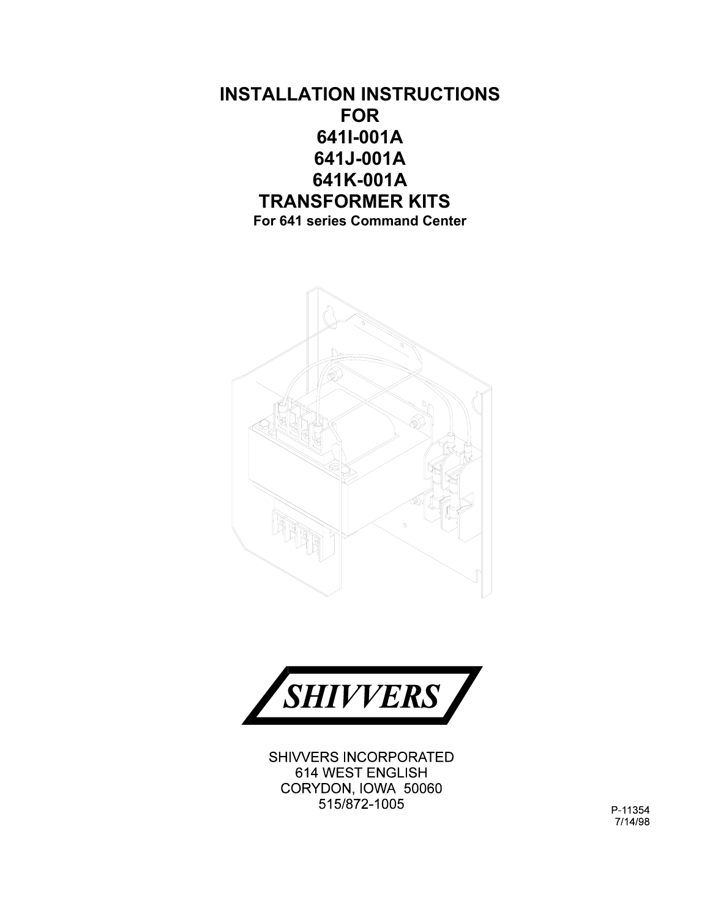# INSTALLATION INSTRUCTIONS
# FOR
# 641I-001A
# 641J-001A
# 641K-001A
# TRANSFORMER KITS

**For 641 series Command Center**

SHIVVERS

SHIVVERS INCORPORATED
614 WEST ENGLISH
CORYDON, IOWA 50060
515/872-1005

P-11354
7/14/98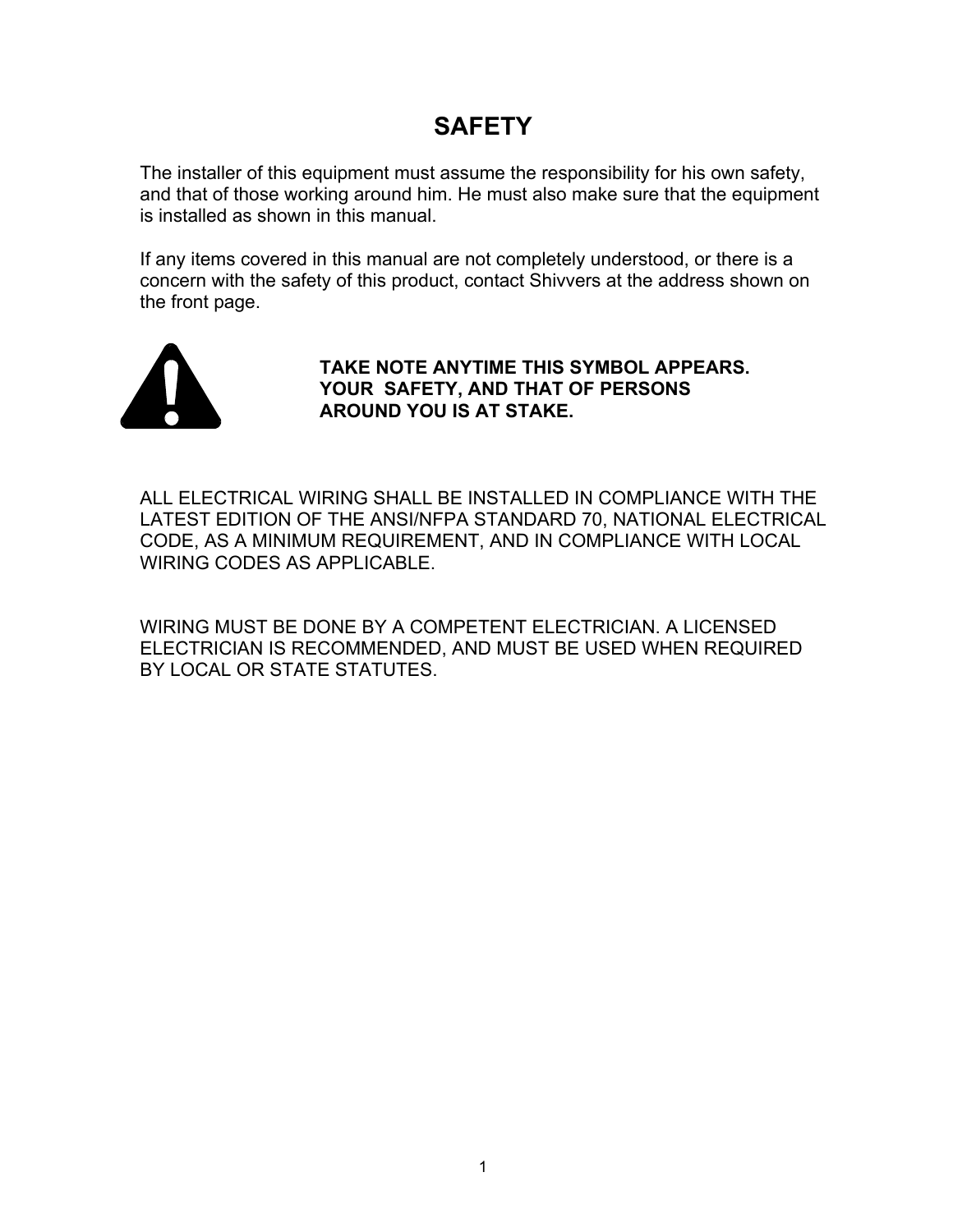# SAFETY

The installer of this equipment must assume the responsibility for his own safety, and that of those working around him. He must also make sure that the equipment is installed as shown in this manual.

If any items covered in this manual are not completely understood, or there is a concern with the safety of this product, contact Shivvers at the address shown on the front page.

**TAKE NOTE ANYTIME THIS SYMBOL APPEARS. YOUR SAFETY, AND THAT OF PERSONS AROUND YOU IS AT STAKE.**

ALL ELECTRICAL WIRING SHALL BE INSTALLED IN COMPLIANCE WITH THE LATEST EDITION OF THE ANSI/NFPA STANDARD 70, NATIONAL ELECTRICAL CODE, AS A MINIMUM REQUIREMENT, AND IN COMPLIANCE WITH LOCAL WIRING CODES AS APPLICABLE.

WIRING MUST BE DONE BY A COMPETENT ELECTRICIAN. A LICENSED ELECTRICIAN IS RECOMMENDED, AND MUST BE USED WHEN REQUIRED BY LOCAL OR STATE STATUTES.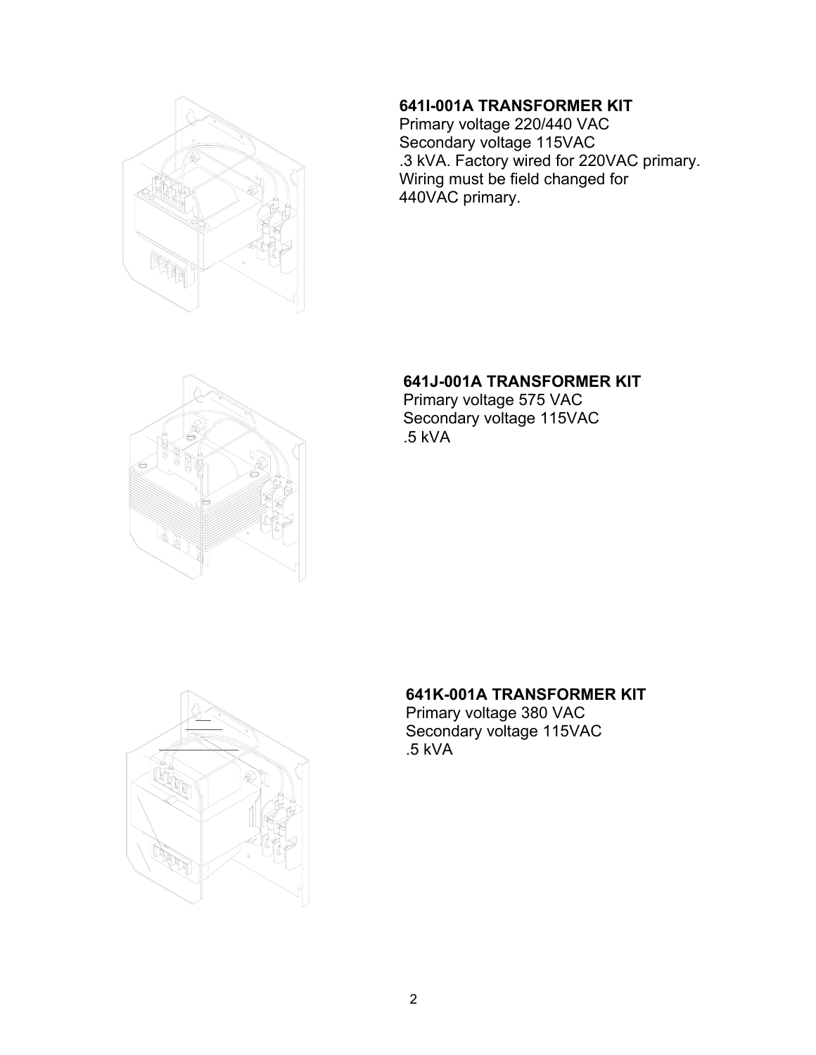**641I-001A TRANSFORMER KIT**
Primary voltage 220/440 VAC
Secondary voltage 115VAC
.3 kVA. Factory wired for 220VAC primary.
Wiring must be field changed for
440VAC primary.

**641J-001A TRANSFORMER KIT**
Primary voltage 575 VAC
Secondary voltage 115VAC
.5 kVA

**641K-001A TRANSFORMER KIT**
Primary voltage 380 VAC
Secondary voltage 115VAC
.5 kVA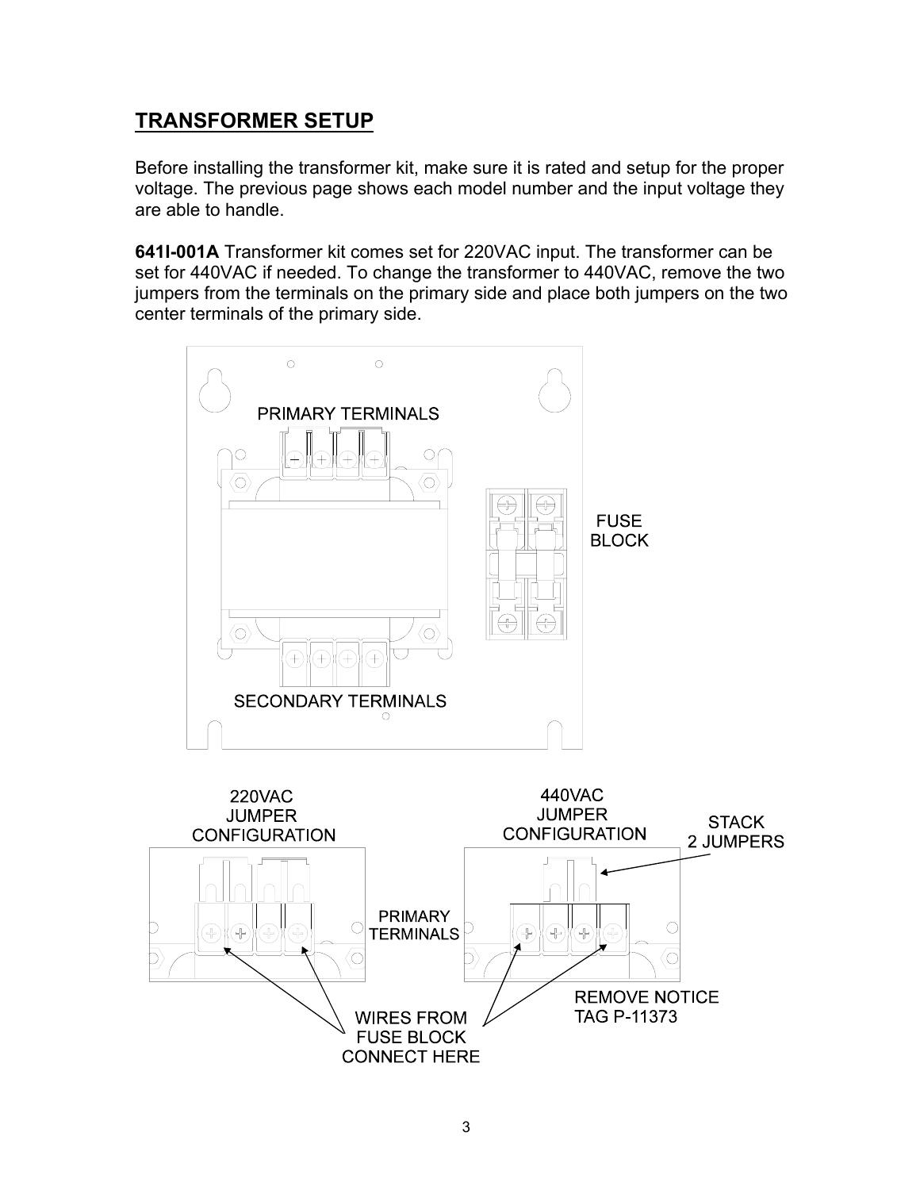## TRANSFORMER SETUP

Before installing the transformer kit, make sure it is rated and setup for the proper voltage. The previous page shows each model number and the input voltage they are able to handle.

**641I-001A** Transformer kit comes set for 220VAC input. The transformer can be set for 440VAC if needed. To change the transformer to 440VAC, remove the two jumpers from the terminals on the primary side and place both jumpers on the two center terminals of the primary side.

PRIMARY TERMINALS

FUSE BLOCK

SECONDARY TERMINALS

220VAC JUMPER CONFIGURATION

440VAC JUMPER CONFIGURATION

STACK 2 JUMPERS

PRIMARY TERMINALS

REMOVE NOTICE TAG P-11373

WIRES FROM FUSE BLOCK CONNECT HERE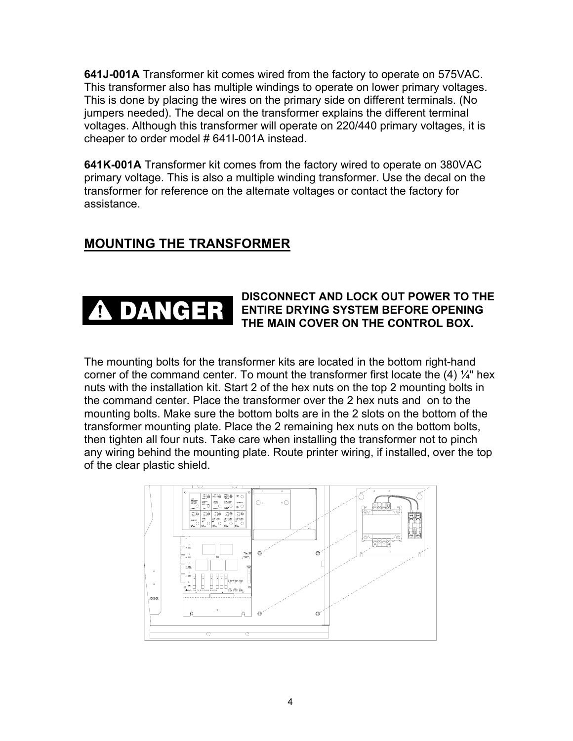**641J-001A** Transformer kit comes wired from the factory to operate on 575VAC. This transformer also has multiple windings to operate on lower primary voltages. This is done by placing the wires on the primary side on different terminals. (No jumpers needed). The decal on the transformer explains the different terminal voltages. Although this transformer will operate on 220/440 primary voltages, it is cheaper to order model # 641I-001A instead.

**641K-001A** Transformer kit comes from the factory wired to operate on 380VAC primary voltage. This is also a multiple winding transformer. Use the decal on the transformer for reference on the alternate voltages or contact the factory for assistance.

## MOUNTING THE TRANSFORMER

**⚠ DANGER**

**DISCONNECT AND LOCK OUT POWER TO THE ENTIRE DRYING SYSTEM BEFORE OPENING THE MAIN COVER ON THE CONTROL BOX.**

The mounting bolts for the transformer kits are located in the bottom right-hand corner of the command center. To mount the transformer first locate the (4) ¼" hex nuts with the installation kit. Start 2 of the hex nuts on the top 2 mounting bolts in the command center. Place the transformer over the 2 hex nuts and on to the mounting bolts. Make sure the bottom bolts are in the 2 slots on the bottom of the transformer mounting plate. Place the 2 remaining hex nuts on the bottom bolts, then tighten all four nuts. Take care when installing the transformer not to pinch any wiring behind the mounting plate. Route printer wiring, if installed, over the top of the clear plastic shield.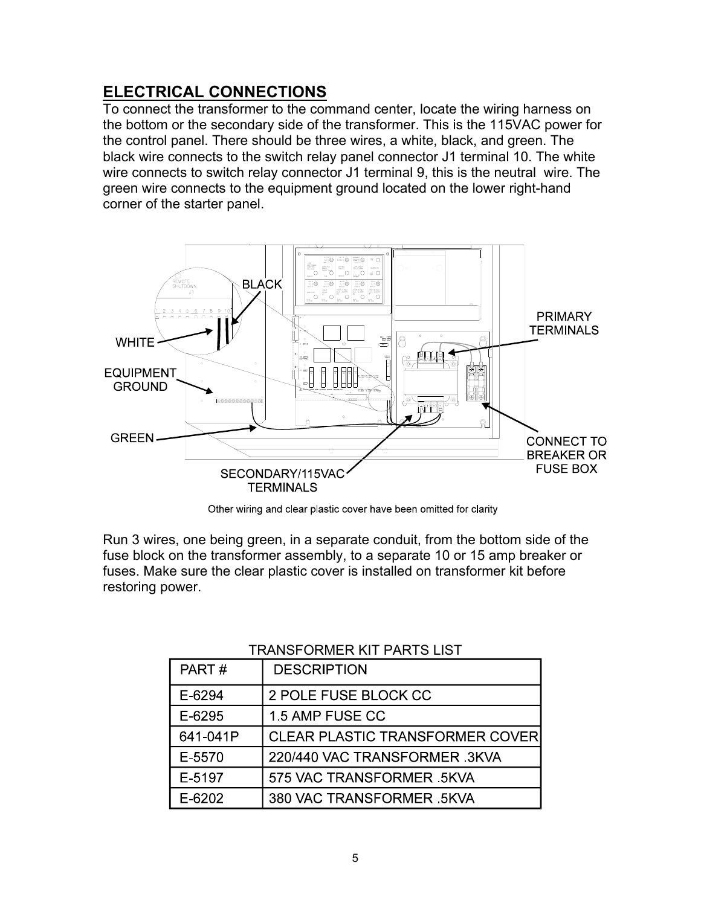## ELECTRICAL CONNECTIONS

To connect the transformer to the command center, locate the wiring harness on the bottom or the secondary side of the transformer. This is the 115VAC power for the control panel. There should be three wires, a white, black, and green. The black wire connects to the switch relay panel connector J1 terminal 10. The white wire connects to switch relay connector J1 terminal 9, this is the neutral wire. The green wire connects to the equipment ground located on the lower right-hand corner of the starter panel.

BLACK

WHITE

EQUIPMENT GROUND

GREEN

PRIMARY TERMINALS

CONNECT TO BREAKER OR FUSE BOX

SECONDARY/115VAC TERMINALS

Other wiring and clear plastic cover have been omitted for clarity

Run 3 wires, one being green, in a separate conduit, from the bottom side of the fuse block on the transformer assembly, to a separate 10 or 15 amp breaker or fuses. Make sure the clear plastic cover is installed on transformer kit before restoring power.

TRANSFORMER KIT PARTS LIST

| PART # | DESCRIPTION |
|---|---|
| E-6294 | 2 POLE FUSE BLOCK CC |
| E-6295 | 1.5 AMP FUSE CC |
| 641-041P | CLEAR PLASTIC TRANSFORMER COVER |
| E-5570 | 220/440 VAC TRANSFORMER .3KVA |
| E-5197 | 575 VAC TRANSFORMER .5KVA |
| E-6202 | 380 VAC TRANSFORMER .5KVA |